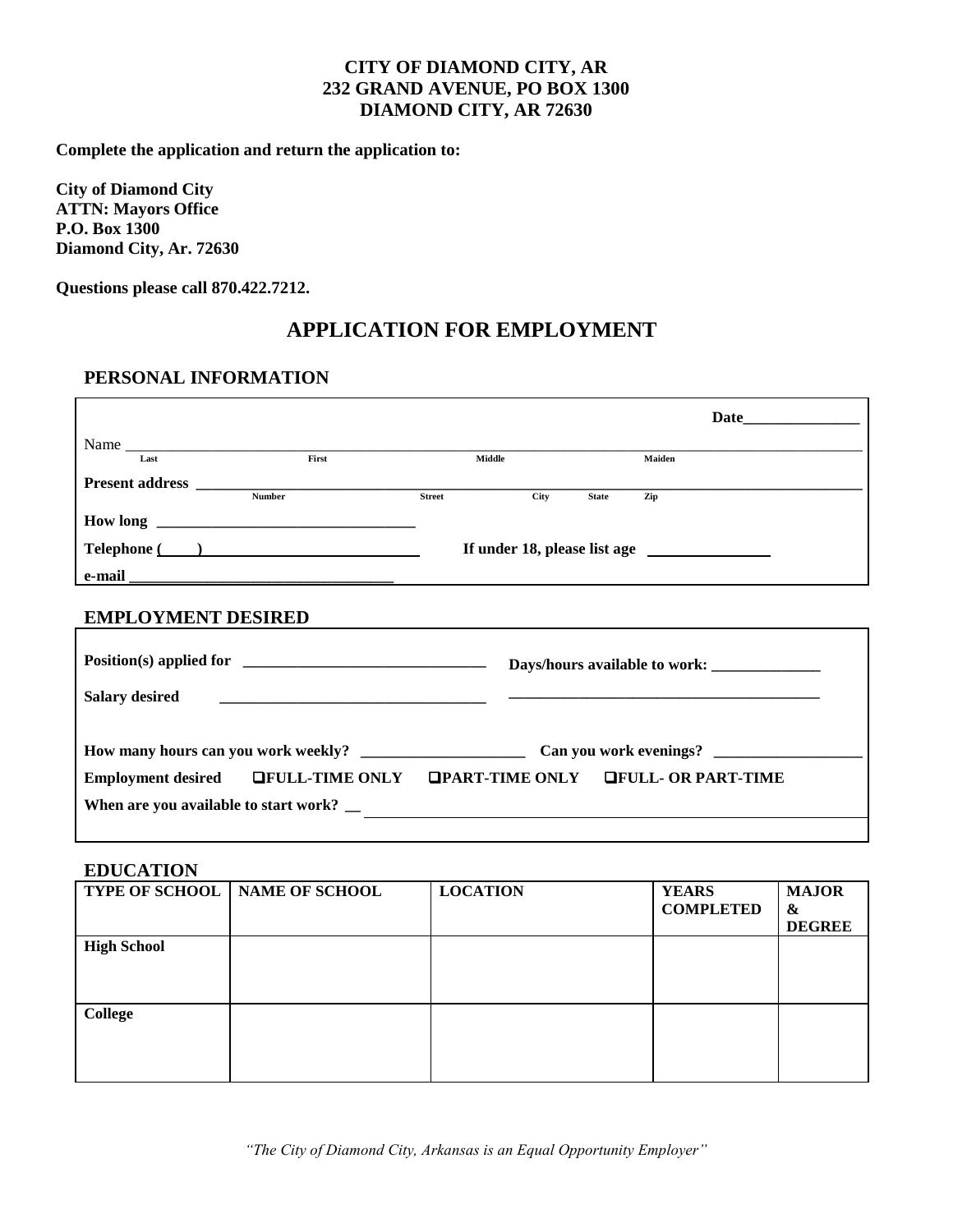**CITY OF DIAMOND CITY, AR**
**232 GRAND AVENUE, PO BOX 1300**
**DIAMOND CITY, AR 72630**

**Complete the application and return the application to:**

**City of Diamond City**
**ATTN: Mayors Office**
**P.O. Box 1300**
**Diamond City, Ar. 72630**

**Questions please call 870.422.7212.**

# APPLICATION FOR EMPLOYMENT

## PERSONAL INFORMATION

**Date**_______________

Name ______________________________________________________________________________
Last First Middle Maiden

**Present address** _____________________________________________________________________
Number Street City State Zip

**How long** __________________________________

**Telephone (____)** ___________________________ **If under 18, please list age** ________________

**e-mail** __________________________________

## EMPLOYMENT DESIRED

**Position(s) applied for** _______________________________ **Days/hours available to work:** ______________

**Salary desired** __________________________________ ________________________________________

**How many hours can you work weekly?** _____________________ **Can you work evenings?** ___________________

**Employment desired** ❑**FULL-TIME ONLY** ❑**PART-TIME ONLY** ❑**FULL- OR PART-TIME**

**When are you available to start work?** __________________________________________________

## EDUCATION

| TYPE OF SCHOOL | NAME OF SCHOOL | LOCATION | YEARS COMPLETED | MAJOR & DEGREE |
|---|---|---|---|---|
| High School | | | | |
| College | | | | |

*"The City of Diamond City, Arkansas is an Equal Opportunity Employer"*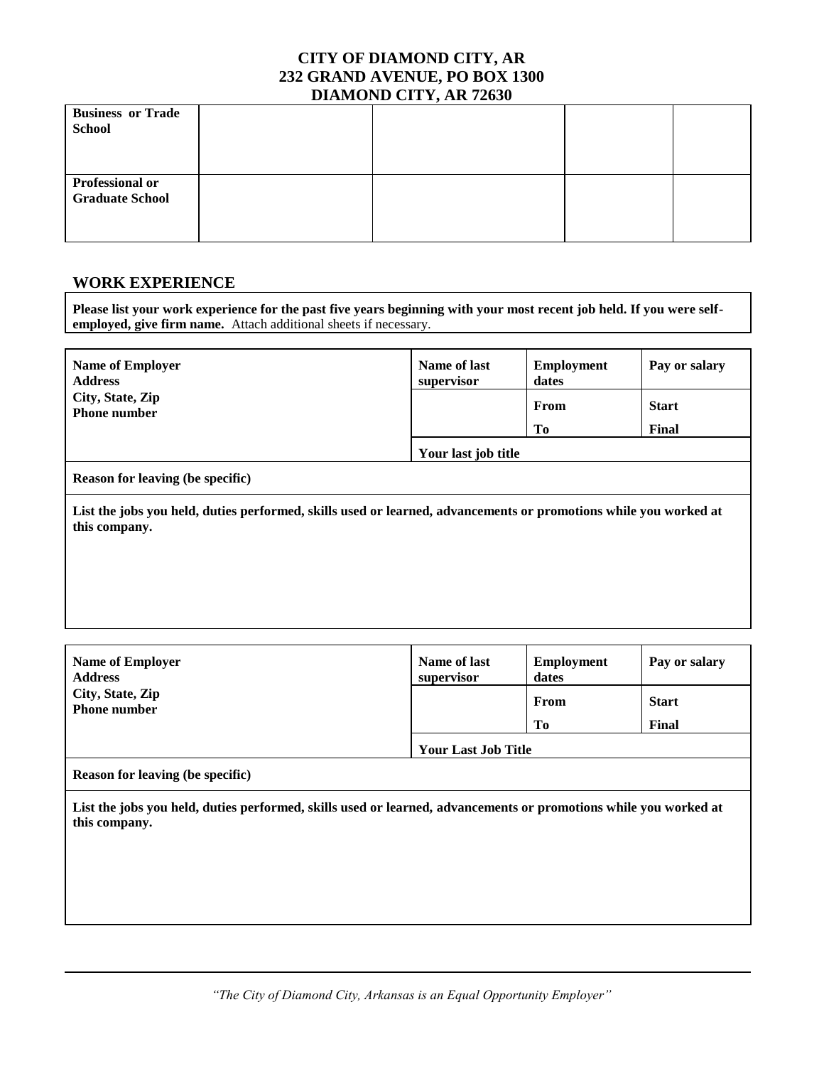**CITY OF DIAMOND CITY, AR**
**232 GRAND AVENUE, PO BOX 1300**
**DIAMOND CITY, AR 72630**

| | | | | |
|---|---|---|---|---|
| **Business or Trade School** | | | | |
| **Professional or Graduate School** | | | | |

## WORK EXPERIENCE

**Please list your work experience for the past five years beginning with your most recent job held. If you were self-employed, give firm name.** Attach additional sheets if necessary.

| **Name of Employer**<br>**Address**<br>**City, State, Zip**<br>**Phone number** | **Name of last supervisor** | **Employment dates** | **Pay or salary** |
|---|---|---|---|
| | | **From** | **Start** |
| | | **To** | **Final** |
| | **Your last job title** | | |
| **Reason for leaving (be specific)** | | | |
| **List the jobs you held, duties performed, skills used or learned, advancements or promotions while you worked at this company.** | | | |

| **Name of Employer**<br>**Address**<br>**City, State, Zip**<br>**Phone number** | **Name of last supervisor** | **Employment dates** | **Pay or salary** |
|---|---|---|---|
| | | **From** | **Start** |
| | | **To** | **Final** |
| | **Your Last Job Title** | | |
| **Reason for leaving (be specific)** | | | |
| **List the jobs you held, duties performed, skills used or learned, advancements or promotions while you worked at this company.** | | | |

*"The City of Diamond City, Arkansas is an Equal Opportunity Employer"*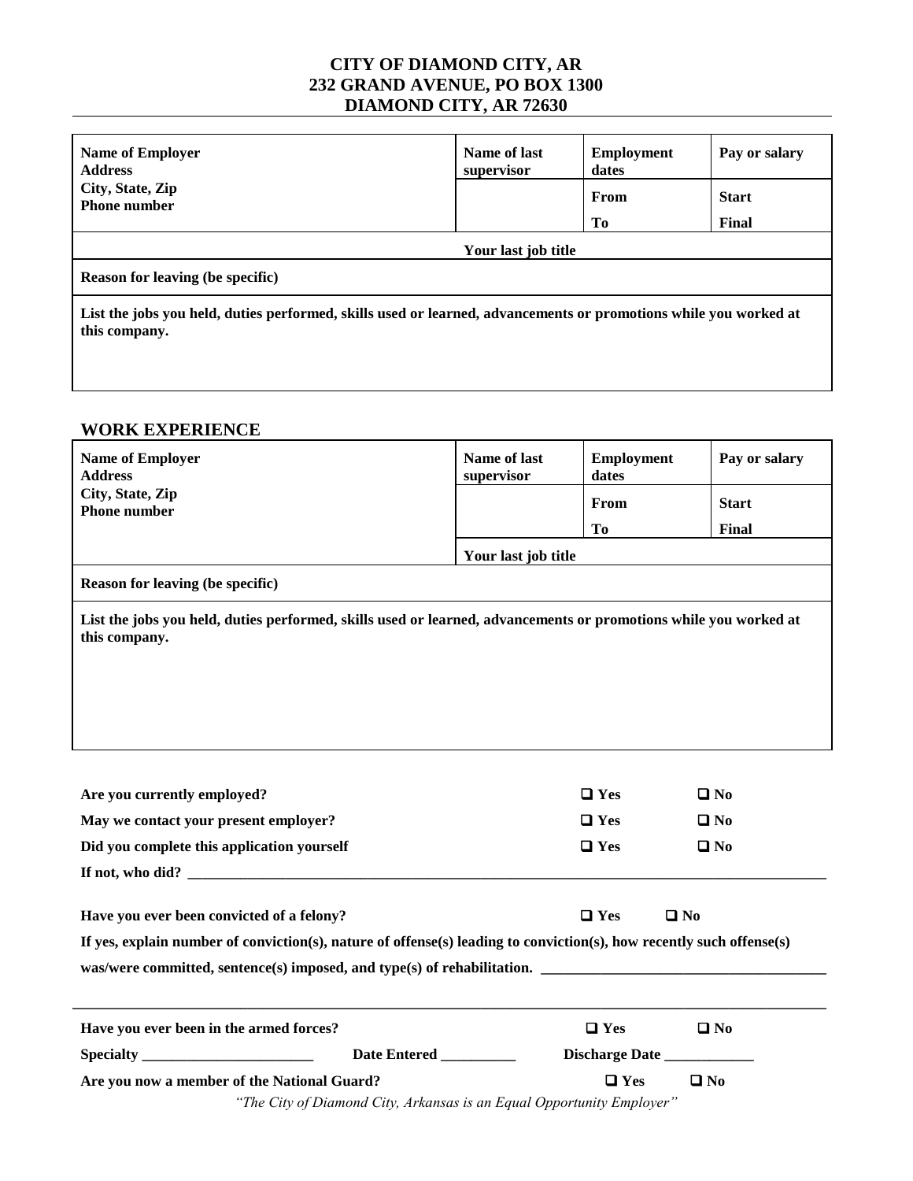**CITY OF DIAMOND CITY, AR**
**232 GRAND AVENUE, PO BOX 1300**
**DIAMOND CITY, AR 72630**

| **Name of Employer**<br>**Address**<br>**City, State, Zip**<br>**Phone number** | **Name of last supervisor** | **Employment dates** | **Pay or salary** |
|---|---|---|---|
| | | **From** | **Start** |
| | | **To** | **Final** |
| **Your last job title** | | | |
| **Reason for leaving (be specific)** | | | |
| **List the jobs you held, duties performed, skills used or learned, advancements or promotions while you worked at this company.** | | | |

## WORK EXPERIENCE

| **Name of Employer**<br>**Address**<br>**City, State, Zip**<br>**Phone number** | **Name of last supervisor** | **Employment dates** | **Pay or salary** |
|---|---|---|---|
| | | **From** | **Start** |
| | | **To** | **Final** |
| | **Your last job title** | | |
| **Reason for leaving (be specific)** | | | |
| **List the jobs you held, duties performed, skills used or learned, advancements or promotions while you worked at this company.** | | | |

**Are you currently employed?** ❑ **Yes** ❑ **No**

**May we contact your present employer?** ❑ **Yes** ❑ **No**

**Did you complete this application yourself** ❑ **Yes** ❑ **No**

**If not, who did?** ____________________________________________________________

**Have you ever been convicted of a felony?** ❑ **Yes** ❑ **No**

**If yes, explain number of conviction(s), nature of offense(s) leading to conviction(s), how recently such offense(s) was/were committed, sentence(s) imposed, and type(s) of rehabilitation.** ______________________________________

______________________________________________________________________________

**Have you ever been in the armed forces?** ❑ **Yes** ❑ **No**

**Specialty** _______________________ **Date Entered** __________ **Discharge Date** ____________

**Are you now a member of the National Guard?** ❑ **Yes** ❑ **No**

*"The City of Diamond City, Arkansas is an Equal Opportunity Employer"*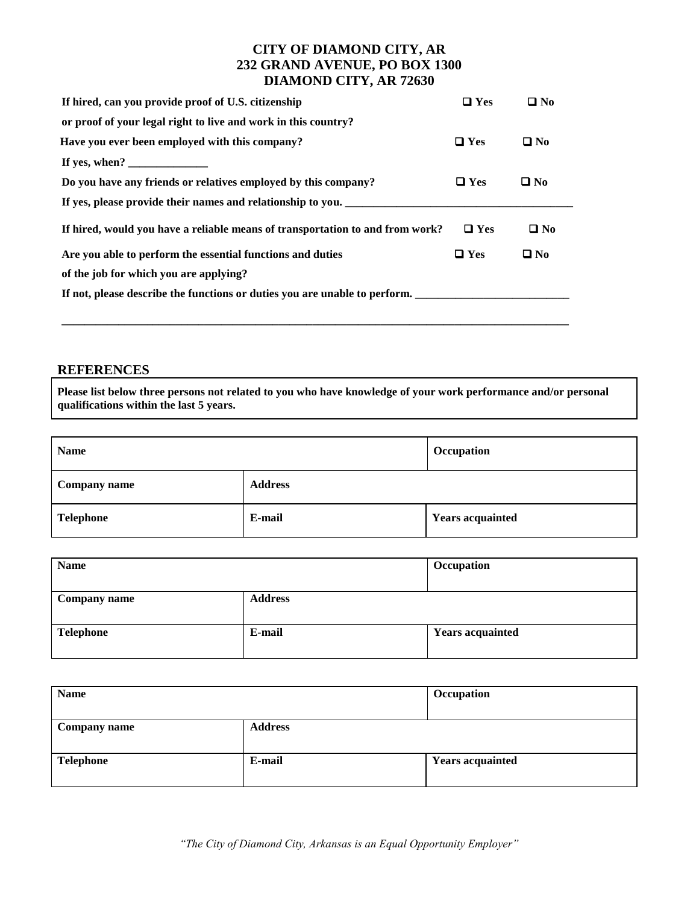**CITY OF DIAMOND CITY, AR**
**232 GRAND AVENUE, PO BOX 1300**
**DIAMOND CITY, AR 72630**

**If hired, can you provide proof of U.S. citizenship or proof of your legal right to live and work in this country?** ❑ Yes ❑ No

**Have you ever been employed with this company?** ❑ Yes ❑ No

**If yes, when?** ______________

**Do you have any friends or relatives employed by this company?** ❑ Yes ❑ No

**If yes, please provide their names and relationship to you.** ________________________________________

**If hired, would you have a reliable means of transportation to and from work?** ❑ Yes ❑ No

**Are you able to perform the essential functions and duties of the job for which you are applying?** ❑ Yes ❑ No

**If not, please describe the functions or duties you are unable to perform.** ___________________________

_________________________________________________________________________________________

## REFERENCES

**Please list below three persons not related to you who have knowledge of your work performance and/or personal qualifications within the last 5 years.**

| **Name** | | **Occupation** |
|---|---|---|
| **Company name** | **Address** | |
| **Telephone** | **E-mail** | **Years acquainted** |

| **Name** | | **Occupation** |
|---|---|---|
| **Company name** | **Address** | |
| **Telephone** | **E-mail** | **Years acquainted** |

| **Name** | | **Occupation** |
|---|---|---|
| **Company name** | **Address** | |
| **Telephone** | **E-mail** | **Years acquainted** |

*"The City of Diamond City, Arkansas is an Equal Opportunity Employer"*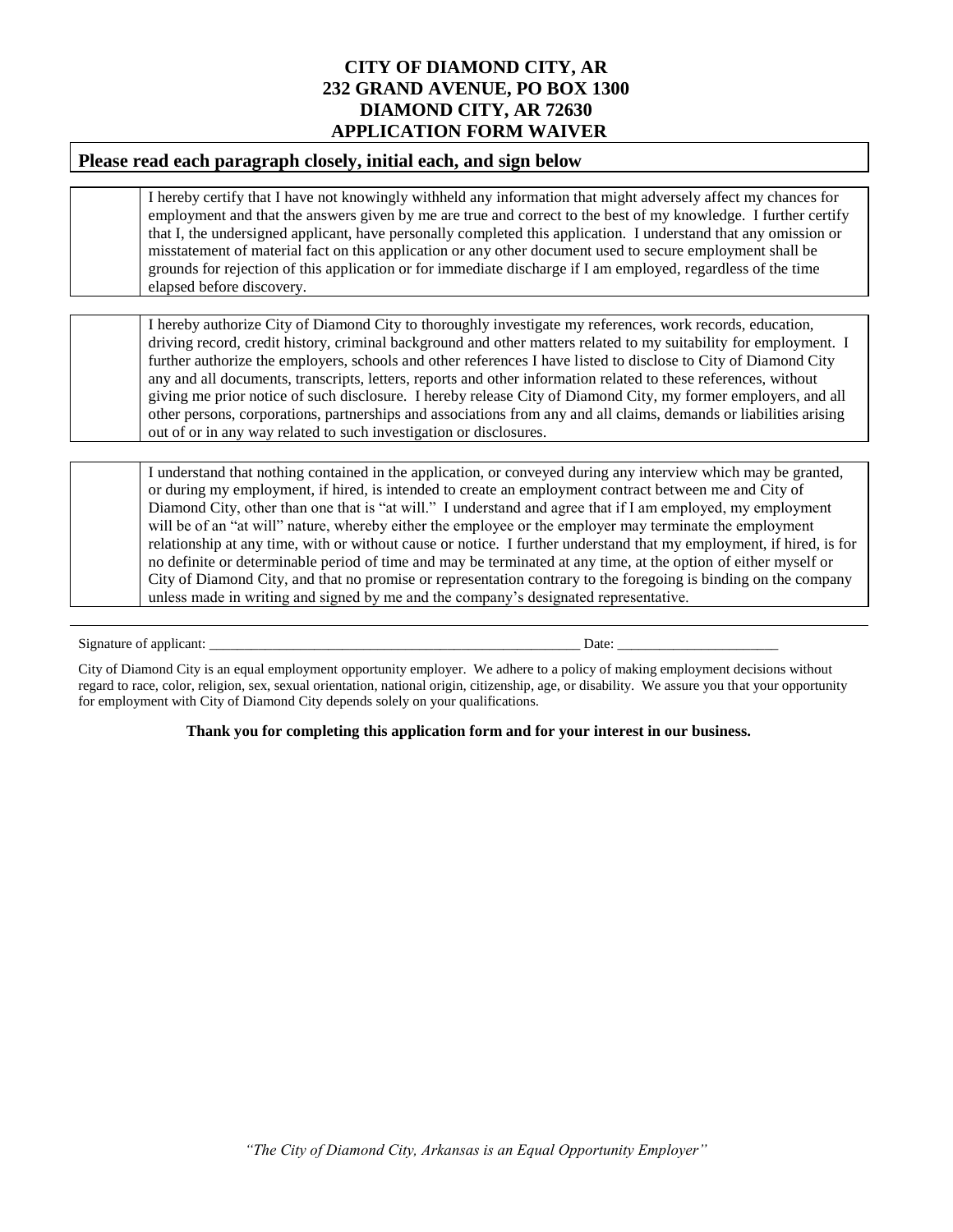**CITY OF DIAMOND CITY, AR**
**232 GRAND AVENUE, PO BOX 1300**
**DIAMOND CITY, AR 72630**
**APPLICATION FORM WAIVER**

**Please read each paragraph closely, initial each, and sign below**

| | |
|---|---|
| | I hereby certify that I have not knowingly withheld any information that might adversely affect my chances for employment and that the answers given by me are true and correct to the best of my knowledge. I further certify that I, the undersigned applicant, have personally completed this application. I understand that any omission or misstatement of material fact on this application or any other document used to secure employment shall be grounds for rejection of this application or for immediate discharge if I am employed, regardless of the time elapsed before discovery. |

| | |
|---|---|
| | I hereby authorize City of Diamond City to thoroughly investigate my references, work records, education, driving record, credit history, criminal background and other matters related to my suitability for employment. I further authorize the employers, schools and other references I have listed to disclose to City of Diamond City any and all documents, transcripts, letters, reports and other information related to these references, without giving me prior notice of such disclosure. I hereby release City of Diamond City, my former employers, and all other persons, corporations, partnerships and associations from any and all claims, demands or liabilities arising out of or in any way related to such investigation or disclosures. |

| | |
|---|---|
| | I understand that nothing contained in the application, or conveyed during any interview which may be granted, or during my employment, if hired, is intended to create an employment contract between me and City of Diamond City, other than one that is "at will." I understand and agree that if I am employed, my employment will be of an "at will" nature, whereby either the employee or the employer may terminate the employment relationship at any time, with or without cause or notice. I further understand that my employment, if hired, is for no definite or determinable period of time and may be terminated at any time, at the option of either myself or City of Diamond City, and that no promise or representation contrary to the foregoing is binding on the company unless made in writing and signed by me and the company's designated representative. |

Signature of applicant: ______________________________________________________ Date: ______________________

City of Diamond City is an equal employment opportunity employer. We adhere to a policy of making employment decisions without regard to race, color, religion, sex, sexual orientation, national origin, citizenship, age, or disability. We assure you that your opportunity for employment with City of Diamond City depends solely on your qualifications.

**Thank you for completing this application form and for your interest in our business.**

*"The City of Diamond City, Arkansas is an Equal Opportunity Employer"*